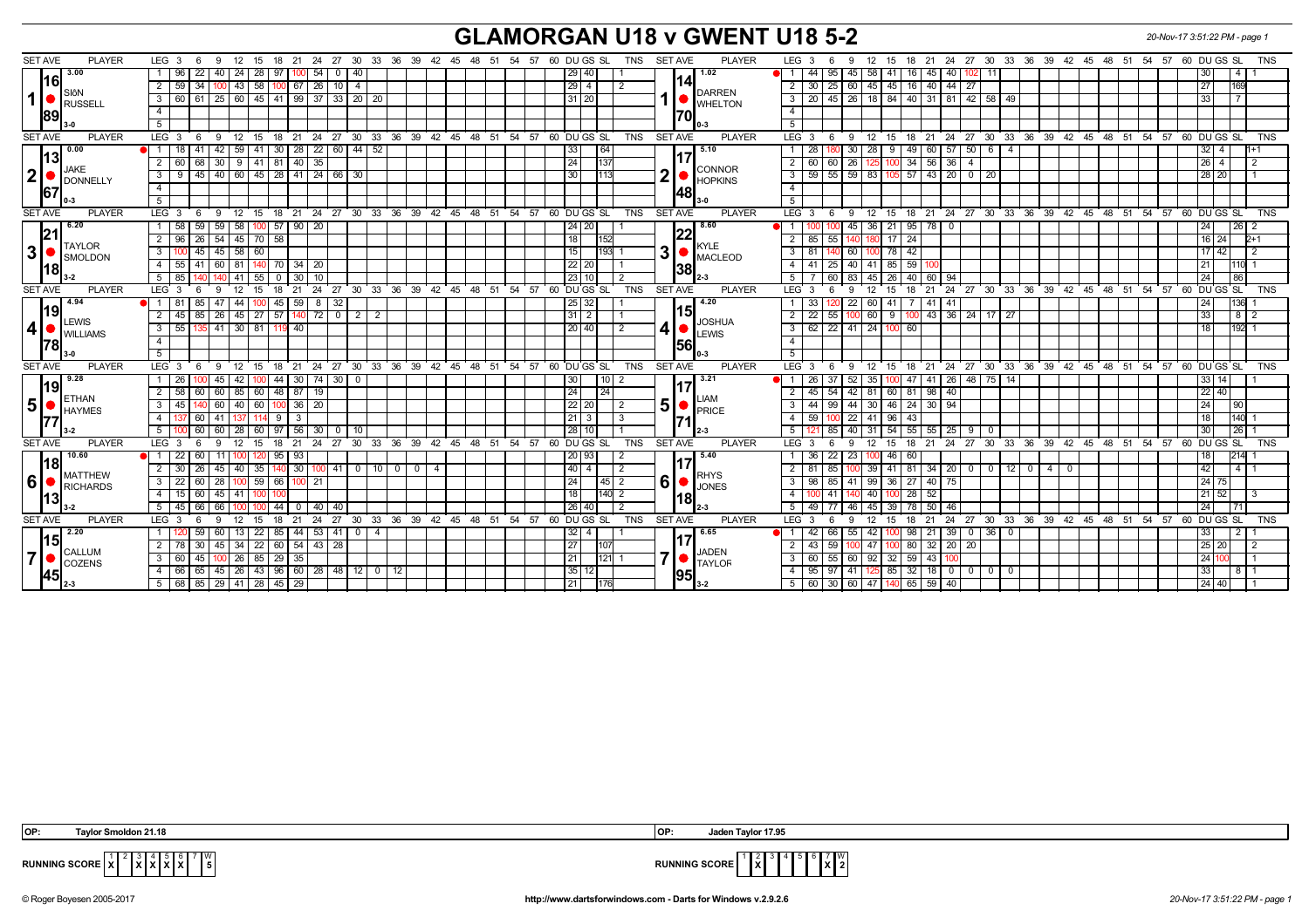# GLAMORGAN U18 v GWENT U18 5-2

20-Nov-17 3:51:22 PM - page 1

## Set 1: Siôn Russell (3.00, 3-0) v Darren Whelton (1.02, 0-3)

| Set | Player | Leg | Darts | Scores | DU | GS | SL | TNS |
|---|---|---|---|---|---|---|---|---|
| 1 (16 / 89) | SIôN RUSSELL | 1 | | 96, 22, 40, 24, 28, 97, 100, 54, 0, 40 | 29 | 40 | | 1 |
| | | 2 | | 59, 34, 100, 43, 58, 100, 67, 26, 10, 4 | 29 | 4 | | 2 |
| | | 3 | | 60, 61, 25, 60, 45, 41, 99, 37, 33, 20, 20 | 31 | 20 | | |
| 1 (14 / 70) | DARREN WHELTON | 1 | | 44, 95, 45, 58, 41, 16, 45, 40, 102, 11 | 30 | | 4 | 1 |
| | | 2 | | 30, 25, 60, 45, 45, 16, 40, 44, 27 | 27 | | 169 | |
| | | 3 | | 20, 45, 26, 18, 84, 40, 31, 81, 42, 58, 49 | 33 | | 7 | |

## Set 2: Jake Donnelly (0.00, 0-3) v Connor Hopkins (5.10, 3-0)

| Set | Player | Leg | Scores | DU | GS | SL | TNS |
|---|---|---|---|---|---|---|---|
| 2 (13 / 67) | JAKE DONNELLY | 1 | 18, 41, 42, 59, 41, 30, 28, 22, 60, 44, 52 | 33 | | 64 | |
| | | 2 | 60, 68, 30, 9, 41, 81, 40, 35 | 24 | | 137 | |
| | | 3 | 9, 45, 40, 60, 45, 28, 41, 24, 66, 30 | 30 | | 113 | |
| 2 (17 / 48) | CONNOR HOPKINS | 1 | 28, 180, 30, 28, 9, 49, 60, 57, 50, 6, 4 | 32 | 4 | | 1+1 |
| | | 2 | 60, 60, 26, 125, 100, 34, 56, 36, 4 | 26 | 4 | | 2 |
| | | 3 | 59, 55, 59, 83, 105, 57, 43, 20, 0, 20 | 28 | 20 | | 1 |

## Set 3: Taylor Smoldon (6.20, 3-2) v Kyle MacLeod (8.60, 2-3)

| Set | Player | Leg | Scores | DU | GS | SL | TNS |
|---|---|---|---|---|---|---|---|
| 3 (21 / 18) | TAYLOR SMOLDON | 1 | 58, 59, 59, 58, 100, 57, 90, 20 | 24 | 20 | | 1 |
| | | 2 | 96, 26, 54, 45, 70, 58 | 18 | | 152 | |
| | | 3 | 100, 45, 45, 58, 60 | 15 | | 193 | 1 |
| | | 4 | 55, 41, 60, 81, 140, 70, 34, 20 | 22 | 20 | | 1 |
| | | 5 | 85, 140, 140, 41, 55, 0, 30, 10 | 23 | 10 | | 2 |
| 3 (22 / 38) | KYLE MACLEOD | 1 | 100, 100, 45, 36, 21, 95, 78, 0 | 24 | | 26 | 2 |
| | | 2 | 85, 55, 140, 180, 17, 24 | 16 | 24 | | 2+1 |
| | | 3 | 81, 140, 60, 100, 78, 42 | 17 | 42 | | 2 |
| | | 4 | 41, 25, 40, 41, 85, 59, 100 | 21 | | 110 | 1 |
| | | 5 | 7, 60, 83, 45, 26, 40, 60, 94 | 24 | | 86 | |

## Set 4: Lewis Williams (4.94, 3-0) v Joshua Lewis (4.20, 0-3)

| Set | Player | Leg | Scores | DU | GS | SL | TNS |
|---|---|---|---|---|---|---|---|
| 4 (19 / 78) | LEWIS WILLIAMS | 1 | 81, 85, 47, 44, 100, 45, 59, 8, 32 | 25 | 32 | | 1 |
| | | 2 | 45, 85, 26, 45, 27, 57, 140, 72, 0, 2, 2 | 31 | 2 | | 1 |
| | | 3 | 55, 135, 41, 30, 81, 119, 40 | 20 | 40 | | 2 |
| 4 (15 / 56) | JOSHUA LEWIS | 1 | 33, 120, 22, 60, 41, 7, 41, 41 | 24 | | 136 | 1 |
| | | 2 | 22, 55, 100, 60, 9, 100, 43, 36, 24, 17, 27 | 33 | | 8 | 2 |
| | | 3 | 62, 22, 41, 24, 100, 60 | 18 | | 192 | 1 |

## Set 5: Ethan Haymes (9.28, 3-2) v Liam Price (3.21, 2-3)

| Set | Player | Leg | Scores | DU | GS | SL | TNS |
|---|---|---|---|---|---|---|---|
| 5 (19 / 77) | ETHAN HAYMES | 1 | 26, 100, 45, 42, 100, 44, 30, 74, 30, 0 | 30 | | 10 | 2 |
| | | 2 | 58, 60, 60, 85, 60, 48, 87, 19 | 24 | | 24 | |
| | | 3 | 45, 140, 60, 40, 60, 100, 36, 20 | 22 | 20 | | 2 |
| | | 4 | 137, 60, 41, 137, 114, 9, 3 | 21 | 3 | | 3 |
| | | 5 | 100, 60, 60, 28, 60, 97, 56, 30, 0, 10 | 28 | 10 | | 1 |
| 5 (17 / 71) | LIAM PRICE | 1 | 26, 37, 52, 35, 100, 47, 41, 26, 48, 75, 14 | 33 | 14 | | 1 |
| | | 2 | 45, 54, 42, 81, 60, 81, 98, 40 | 22 | 40 | | |
| | | 3 | 44, 99, 44, 30, 46, 24, 30, 94 | 24 | | 90 | |
| | | 4 | 59, 100, 22, 41, 96, 43 | 18 | | 140 | 1 |
| | | 5 | 121, 85, 40, 31, 54, 55, 55, 25, 9, 0 | 30 | | 26 | 1 |

## Set 6: Matthew Richards (10.60, 3-2) v Rhys Jones (5.40, 2-3)

| Set | Player | Leg | Scores | DU | GS | SL | TNS |
|---|---|---|---|---|---|---|---|
| 6 (18 / 13) | MATTHEW RICHARDS | 1 | 22, 60, 11, 100, 120, 95, 93 | 20 | 93 | | 2 |
| | | 2 | 30, 26, 45, 40, 35, 140, 30, 100, 41, 0, 10, 0, 0, 4 | 40 | 4 | | 2 |
| | | 3 | 22, 60, 28, 100, 59, 66, 100, 21 | 24 | | 45 | 2 |
| | | 4 | 15, 60, 45, 41, 100, 100 | 18 | | 140 | 2 |
| | | 5 | 45, 66, 66, 100, 100, 44, 0, 40, 40 | 26 | 40 | | 2 |
| 6 (17 / 18) | RHYS JONES | 1 | 36, 22, 23, 100, 46, 60 | 18 | | 214 | 1 |
| | | 2 | 81, 85, 100, 39, 41, 81, 34, 20, 0, 0, 12, 0, 4, 0 | 42 | | 4 | 1 |
| | | 3 | 98, 85, 41, 99, 36, 27, 40, 75 | 24 | 75 | | |
| | | 4 | 100, 41, 140, 40, 100, 28, 52 | 21 | 52 | | 3 |
| | | 5 | 49, 77, 46, 45, 39, 78, 50, 46 | 24 | | 71 | |

## Set 7: Callum Cozens (2.20, 2-3) v Jaden Taylor (6.65, 3-2)

| Set | Player | Leg | Scores | DU | GS | SL | TNS |
|---|---|---|---|---|---|---|---|
| 7 (15 / 45) | CALLUM COZENS | 1 | 120, 59, 60, 13, 22, 85, 44, 53, 41, 0, 4 | 32 | 4 | | 1 |
| | | 2 | 78, 30, 45, 34, 22, 60, 54, 43, 28 | 27 | | 107 | |
| | | 3 | 60, 45, 100, 26, 85, 29, 35 | 21 | | 121 | 1 |
| | | 4 | 66, 65, 45, 26, 43, 96, 60, 28, 48, 12, 0, 12 | 35 | 12 | | |
| | | 5 | 68, 85, 29, 41, 28, 45, 29 | 21 | | 176 | |
| 7 (17 / 95) | JADEN TAYLOR | 1 | 42, 66, 55, 42, 100, 98, 21, 39, 0, 36, 0 | 33 | | 2 | 1 |
| | | 2 | 43, 59, 100, 47, 100, 80, 32, 20, 20 | 25 | 20 | | 2 |
| | | 3 | 60, 55, 60, 92, 32, 59, 43, 100 | 24 | 100 | | 1 |
| | | 4 | 95, 97, 41, 125, 85, 32, 18, 0, 0, 0, 0 | 33 | | 8 | 1 |
| | | 5 | 60, 30, 60, 47, 140, 65, 59, 40 | 24 | 40 | | 1 |

**OP:** Taylor Smoldon 21.18

**OP:** Jaden Taylor 17.95

**RUNNING SCORE** (Glamorgan): 1 X, 2 –, 3 X, 4 X, 5 X, 6 X, 7 –, W 5

**RUNNING SCORE** (Gwent): 1 –, 2 X, 3 –, 4 –, 5 –, 6 –, 7 X, W 2

© Roger Boyesen 2005-2017 http://www.dartsforwindows.com - Darts for Windows v.2.9.2.6 20-Nov-17 3:51:22 PM - page 1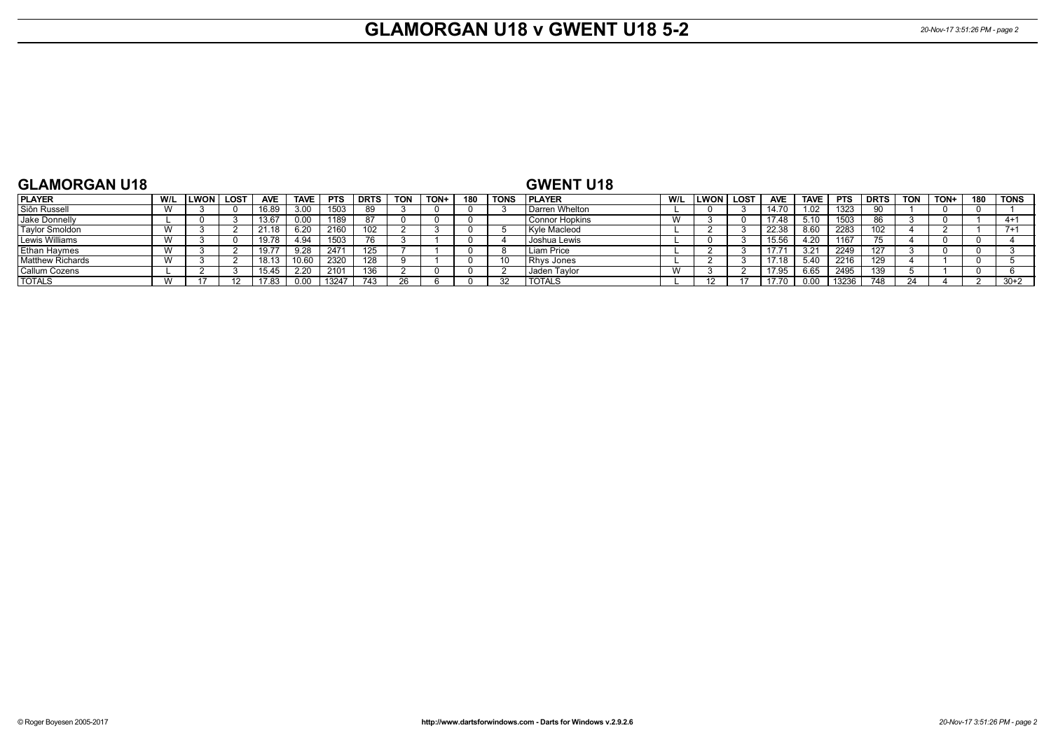# GLAMORGAN U18 v GWENT U18 5-2

## GLAMORGAN U18

| PLAYER | W/L | LWON | LOST | AVE | TAVE | PTS | DRTS | TON | TON+ | 180 | TONS |
|---|---|---|---|---|---|---|---|---|---|---|---|
| Siôn Russell | W | 3 | 0 | 16.89 | 3.00 | 1503 | 89 | 3 | 0 | 0 | 3 |
| Jake Donnelly | L | 0 | 3 | 13.67 | 0.00 | 1189 | 87 | 0 | 0 | 0 | |
| Taylor Smoldon | W | 3 | 2 | 21.18 | 6.20 | 2160 | 102 | 2 | 3 | 0 | 5 |
| Lewis Williams | W | 3 | 0 | 19.78 | 4.94 | 1503 | 76 | 3 | 1 | 0 | 4 |
| Ethan Haymes | W | 3 | 2 | 19.77 | 9.28 | 2471 | 125 | 7 | 1 | 0 | 8 |
| Matthew Richards | W | 3 | 2 | 18.13 | 10.60 | 2320 | 128 | 9 | 1 | 0 | 10 |
| Callum Cozens | L | 2 | 3 | 15.45 | 2.20 | 2101 | 136 | 2 | 0 | 0 | 2 |
| TOTALS | W | 17 | 12 | 17.83 | 0.00 | 13247 | 743 | 26 | 6 | 0 | 32 |

## GWENT U18

| PLAYER | W/L | LWON | LOST | AVE | TAVE | PTS | DRTS | TON | TON+ | 180 | TONS |
|---|---|---|---|---|---|---|---|---|---|---|---|
| Darren Whelton | L | 0 | 3 | 14.70 | 1.02 | 1323 | 90 | 1 | 0 | 0 | 1 |
| Connor Hopkins | W | 3 | 0 | 17.48 | 5.10 | 1503 | 86 | 3 | 0 | 1 | 4+1 |
| Kyle Macleod | L | 2 | 3 | 22.38 | 8.60 | 2283 | 102 | 4 | 2 | 1 | 7+1 |
| Joshua Lewis | L | 0 | 3 | 15.56 | 4.20 | 1167 | 75 | 4 | 0 | 0 | 4 |
| Liam Price | L | 2 | 3 | 17.71 | 3.21 | 2249 | 127 | 3 | 0 | 0 | 3 |
| Rhys Jones | L | 2 | 3 | 17.18 | 5.40 | 2216 | 129 | 4 | 1 | 0 | 5 |
| Jaden Taylor | W | 3 | 2 | 17.95 | 6.65 | 2495 | 139 | 5 | 1 | 0 | 6 |
| TOTALS | L | 12 | 17 | 17.70 | 0.00 | 13236 | 748 | 24 | 4 | 2 | 30+2 |